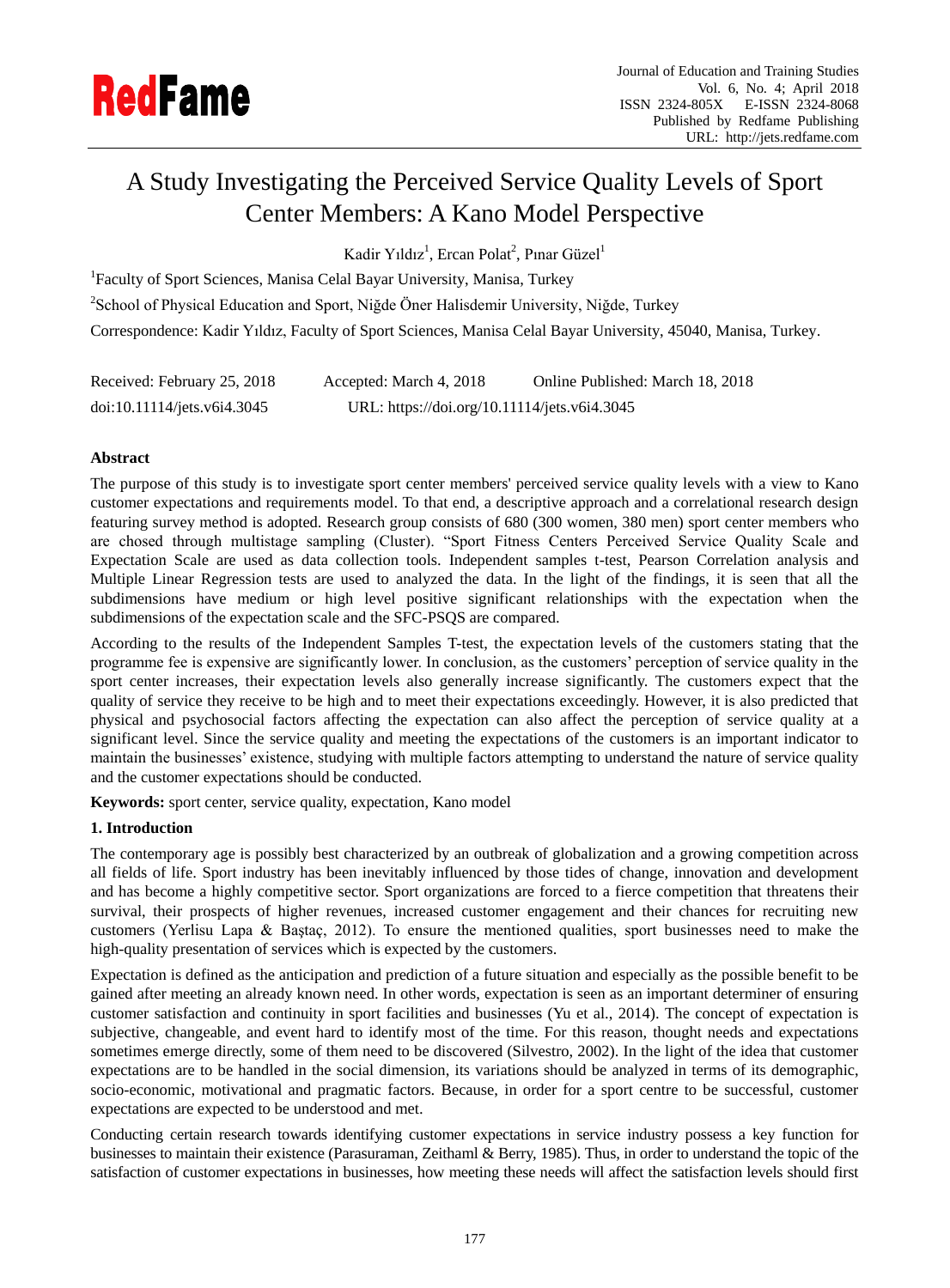# A Study Investigating the Perceived Service Quality Levels of Sport Center Members: A Kano Model Perspective

Kadir Yıldız[1], Ercan Polat[2], Pınar Güzel[1]

[1]Faculty of Sport Sciences, Manisa Celal Bayar University, Manisa, Turkey

[2]School of Physical Education and Sport, Niğde Ömer Halisdemir University, Niğde, Turkey

Correspondence: Kadir Yıldız, Faculty of Sport Sciences, Manisa Celal Bayar University, 45040, Manisa, Turkey.

Received: February 25, 2018 Accepted: March 4, 2018 Online Published: March 18, 2018

doi:10.11114/jets.v6i4.3045 URL: https://doi.org/10.11114/jets.v6i4.3045

**Abstract**

The purpose of this study is to investigate sport center members' perceived service quality levels with a view to Kano customer expectations and requirements model. To that end, a descriptive approach and a correlational research design featuring survey method is adopted. Research group consists of 680 (300 women, 380 men) sport center members who are chosed through multistage sampling (Cluster). "Sport Fitness Centers Perceived Service Quality Scale and Expectation Scale are used as data collection tools. Independent samples t-test, Pearson Correlation analysis and Multiple Linear Regression tests are used to analyzed the data. In the light of the findings, it is seen that all the subdimensions have medium or high level positive significant relationships with the expectation when the subdimensions of the expectation scale and the SFC-PSQS are compared.

According to the results of the Independent Samples T-test, the expectation levels of the customers stating that the programme fee is expensive are significantly lower. In conclusion, as the customers' perception of service quality in the sport center increases, their expectation levels also generally increase significantly. The customers expect that the quality of service they receive to be high and to meet their expectations exceedingly. However, it is also predicted that physical and psychosocial factors affecting the expectation can also affect the perception of service quality at a significant level. Since the service quality and meeting the expectations of the customers is an important indicator to maintain the businesses' existence, studying with multiple factors attempting to understand the nature of service quality and the customer expectations should be conducted.

**Keywords:** sport center, service quality, expectation, Kano model

## 1. Introduction

The contemporary age is possibly best characterized by an outbreak of globalization and a growing competition across all fields of life. Sport industry has been inevitably influenced by those tides of change, innovation and development and has become a highly competitive sector. Sport organizations are forced to a fierce competition that threatens their survival, their prospects of higher revenues, increased customer engagement and their chances for recruiting new customers (Yerlisu Lapa & Baştaç, 2012). To ensure the mentioned qualities, sport businesses need to make the high-quality presentation of services which is expected by the customers.

Expectation is defined as the anticipation and prediction of a future situation and especially as the possible benefit to be gained after meeting an already known need. In other words, expectation is seen as an important determiner of ensuring customer satisfaction and continuity in sport facilities and businesses (Yu et al., 2014). The concept of expectation is subjective, changeable, and event hard to identify most of the time. For this reason, thought needs and expectations sometimes emerge directly, some of them need to be discovered (Silvestro, 2002). In the light of the idea that customer expectations are to be handled in the social dimension, its variations should be analyzed in terms of its demographic, socio-economic, motivational and pragmatic factors. Because, in order for a sport centre to be successful, customer expectations are expected to be understood and met.

Conducting certain research towards identifying customer expectations in service industry possess a key function for businesses to maintain their existence (Parasuraman, Zeithaml & Berry, 1985). Thus, in order to understand the topic of the satisfaction of customer expectations in businesses, how meeting these needs will affect the satisfaction levels should first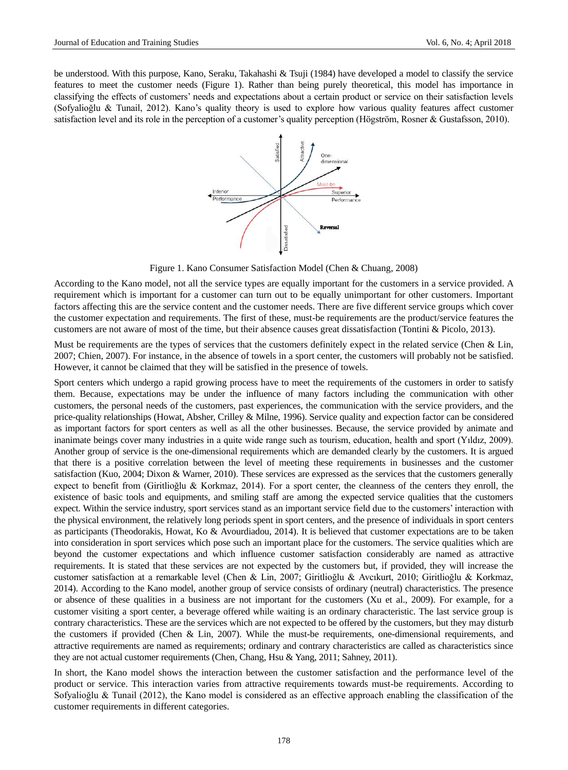be understood. With this purpose, Kano, Seraku, Takahashi & Tsuji (1984) have developed a model to classify the service features to meet the customer needs (Figure 1). Rather than being purely theoretical, this model has importance in classifying the effects of customers' needs and expectations about a certain product or service on their satisfaction levels (Sofyalioğlu & Tunail, 2012). Kano's quality theory is used to explore how various quality features affect customer satisfaction level and its role in the perception of a customer's quality perception (Högström, Rosner & Gustafsson, 2010).

Figure 1. Kano Consumer Satisfaction Model (Chen & Chuang, 2008)

According to the Kano model, not all the service types are equally important for the customers in a service provided. A requirement which is important for a customer can turn out to be equally unimportant for other customers. Important factors affecting this are the service content and the customer needs. There are five different service groups which cover the customer expectation and requirements. The first of these, must-be requirements are the product/service features the customers are not aware of most of the time, but their absence causes great dissatisfaction (Tontini & Picolo, 2013).

Must be requirements are the types of services that the customers definitely expect in the related service (Chen & Lin, 2007; Chien, 2007). For instance, in the absence of towels in a sport center, the customers will probably not be satisfied. However, it cannot be claimed that they will be satisfied in the presence of towels.

Sport centers which undergo a rapid growing process have to meet the requirements of the customers in order to satisfy them. Because, expectations may be under the influence of many factors including the communication with other customers, the personal needs of the customers, past experiences, the communication with the service providers, and the price-quality relationships (Howat, Absher, Crilley & Milne, 1996). Service quality and expection factor can be considered as important factors for sport centers as well as all the other businesses. Because, the service provided by animate and inanimate beings cover many industries in a quite wide range such as tourism, education, health and sport (Yıldız, 2009). Another group of service is the one-dimensional requirements which are demanded clearly by the customers. It is argued that there is a positive correlation between the level of meeting these requirements in businesses and the customer satisfaction (Kuo, 2004; Dixon & Warner, 2010). These services are expressed as the services that the customers generally expect to benefit from (Giritlioğlu & Korkmaz, 2014). For a sport center, the cleanness of the centers they enroll, the existence of basic tools and equipments, and smiling staff are among the expected service qualities that the customers expect. Within the service industry, sport services stand as an important service field due to the customers' interaction with the physical environment, the relatively long periods spent in sport centers, and the presence of individuals in sport centers as participants (Theodorakis, Howat, Ko & Avourdiadou, 2014). It is believed that customer expectations are to be taken into consideration in sport services which pose such an important place for the customers. The service qualities which are beyond the customer expectations and which influence customer satisfaction considerably are named as attractive requirements. It is stated that these services are not expected by the customers but, if provided, they will increase the customer satisfaction at a remarkable level (Chen & Lin, 2007; Giritlioğlu & Avcıkurt, 2010; Giritlioğlu & Korkmaz, 2014). According to the Kano model, another group of service consists of ordinary (neutral) characteristics. The presence or absence of these qualities in a business are not important for the customers (Xu et al., 2009). For example, for a customer visiting a sport center, a beverage offered while waiting is an ordinary characteristic. The last service group is contrary characteristics. These are the services which are not expected to be offered by the customers, but they may disturb the customers if provided (Chen & Lin, 2007). While the must-be requirements, one-dimensional requirements, and attractive requirements are named as requirements; ordinary and contrary characteristics are called as characteristics since they are not actual customer requirements (Chen, Chang, Hsu & Yang, 2011; Sahney, 2011).

In short, the Kano model shows the interaction between the customer satisfaction and the performance level of the product or service. This interaction varies from attractive requirements towards must-be requirements. According to Sofyalioğlu & Tunail (2012), the Kano model is considered as an effective approach enabling the classification of the customer requirements in different categories.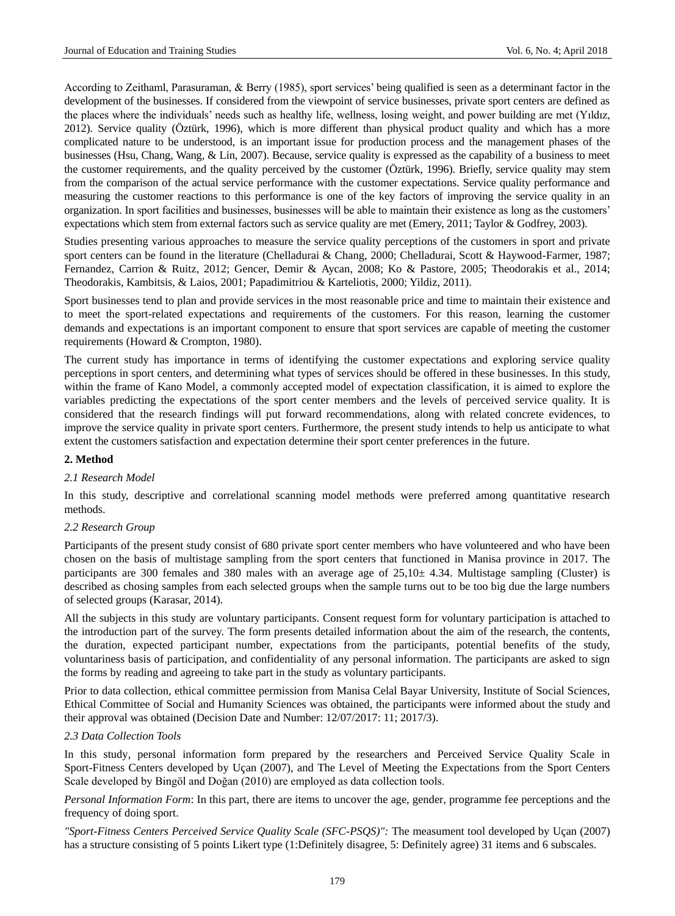According to Zeithaml, Parasuraman, & Berry (1985), sport services' being qualified is seen as a determinant factor in the development of the businesses. If considered from the viewpoint of service businesses, private sport centers are defined as the places where the individuals' needs such as healthy life, wellness, losing weight, and power building are met (Yıldız, 2012). Service quality (Öztürk, 1996), which is more different than physical product quality and which has a more complicated nature to be understood, is an important issue for production process and the management phases of the businesses (Hsu, Chang, Wang, & Lin, 2007). Because, service quality is expressed as the capability of a business to meet the customer requirements, and the quality perceived by the customer (Öztürk, 1996). Briefly, service quality may stem from the comparison of the actual service performance with the customer expectations. Service quality performance and measuring the customer reactions to this performance is one of the key factors of improving the service quality in an organization. In sport facilities and businesses, businesses will be able to maintain their existence as long as the customers' expectations which stem from external factors such as service quality are met (Emery, 2011; Taylor & Godfrey, 2003).

Studies presenting various approaches to measure the service quality perceptions of the customers in sport and private sport centers can be found in the literature (Chelladurai & Chang, 2000; Chelladurai, Scott & Haywood-Farmer, 1987; Fernandez, Carrion & Ruitz, 2012; Gencer, Demir & Aycan, 2008; Ko & Pastore, 2005; Theodorakis et al., 2014; Theodorakis, Kambitsis, & Laios, 2001; Papadimitriou & Karteliotis, 2000; Yildiz, 2011).

Sport businesses tend to plan and provide services in the most reasonable price and time to maintain their existence and to meet the sport-related expectations and requirements of the customers. For this reason, learning the customer demands and expectations is an important component to ensure that sport services are capable of meeting the customer requirements (Howard & Crompton, 1980).

The current study has importance in terms of identifying the customer expectations and exploring service quality perceptions in sport centers, and determining what types of services should be offered in these businesses. In this study, within the frame of Kano Model, a commonly accepted model of expectation classification, it is aimed to explore the variables predicting the expectations of the sport center members and the levels of perceived service quality. It is considered that the research findings will put forward recommendations, along with related concrete evidences, to improve the service quality in private sport centers. Furthermore, the present study intends to help us anticipate to what extent the customers satisfaction and expectation determine their sport center preferences in the future.

## 2. Method

### *2.1 Research Model*

In this study, descriptive and correlational scanning model methods were preferred among quantitative research methods.

### *2.2 Research Group*

Participants of the present study consist of 680 private sport center members who have volunteered and who have been chosen on the basis of multistage sampling from the sport centers that functioned in Manisa province in 2017. The participants are 300 females and 380 males with an average age of 25,10± 4.34. Multistage sampling (Cluster) is described as chosing samples from each selected groups when the sample turns out to be too big due the large numbers of selected groups (Karasar, 2014).

All the subjects in this study are voluntary participants. Consent request form for voluntary participation is attached to the introduction part of the survey. The form presents detailed information about the aim of the research, the contents, the duration, expected participant number, expectations from the participants, potential benefits of the study, voluntariness basis of participation, and confidentiality of any personal information. The participants are asked to sign the forms by reading and agreeing to take part in the study as voluntary participants.

Prior to data collection, ethical committee permission from Manisa Celal Bayar University, Institute of Social Sciences, Ethical Committee of Social and Humanity Sciences was obtained, the participants were informed about the study and their approval was obtained (Decision Date and Number: 12/07/2017: 11; 2017/3).

### *2.3 Data Collection Tools*

In this study, personal information form prepared by the researchers and Perceived Service Quality Scale in Sport-Fitness Centers developed by Uçan (2007), and The Level of Meeting the Expectations from the Sport Centers Scale developed by Bingöl and Doğan (2010) are employed as data collection tools.

*Personal Information Form*: In this part, there are items to uncover the age, gender, programme fee perceptions and the frequency of doing sport.

*"Sport-Fitness Centers Perceived Service Quality Scale (SFC-PSQS)":* The measument tool developed by Uçan (2007) has a structure consisting of 5 points Likert type (1:Definitely disagree, 5: Definitely agree) 31 items and 6 subscales.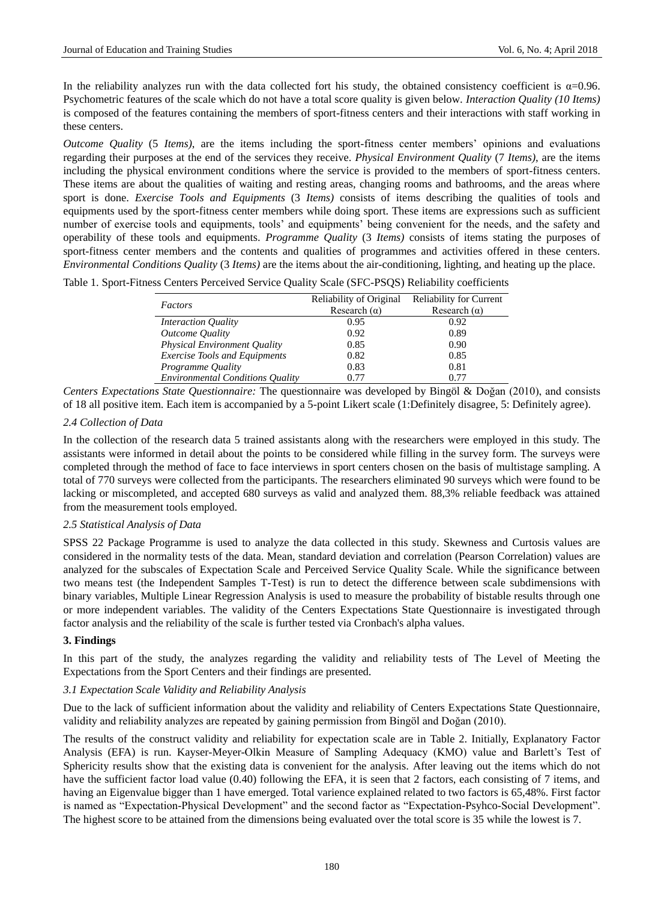In the reliability analyzes run with the data collected fort his study, the obtained consistency coefficient is α=0.96. Psychometric features of the scale which do not have a total score quality is given below. *Interaction Quality (10 Items)* is composed of the features containing the members of sport-fitness centers and their interactions with staff working in these centers.

*Outcome Quality* (5 *Items)*, are the items including the sport-fitness center members' opinions and evaluations regarding their purposes at the end of the services they receive. *Physical Environment Quality* (7 *Items)*, are the items including the physical environment conditions where the service is provided to the members of sport-fitness centers. These items are about the qualities of waiting and resting areas, changing rooms and bathrooms, and the areas where sport is done. *Exercise Tools and Equipments* (3 *Items)* consists of items describing the qualities of tools and equipments used by the sport-fitness center members while doing sport. These items are expressions such as sufficient number of exercise tools and equipments, tools' and equipments' being convenient for the needs, and the safety and operability of these tools and equipments. *Programme Quality* (3 *Items)* consists of items stating the purposes of sport-fitness center members and the contents and qualities of programmes and activities offered in these centers. *Environmental Conditions Quality* (3 *Items)* are the items about the air-conditioning, lighting, and heating up the place.

Table 1. Sport-Fitness Centers Perceived Service Quality Scale (SFC-PSQS) Reliability coefficients

| *Factors* | Reliability of Original Research (α) | Reliability for Current Research (α) |
|---|---|---|
| *Interaction Quality* | 0.95 | 0.92 |
| *Outcome Quality* | 0.92 | 0.89 |
| *Physical Environment Quality* | 0.85 | 0.90 |
| *Exercise Tools and Equipments* | 0.82 | 0.85 |
| *Programme Quality* | 0.83 | 0.81 |
| *Environmental Conditions Quality* | 0.77 | 0.77 |

*Centers Expectations State Questionnaire:* The questionnaire was developed by Bingöl & Doğan (2010), and consists of 18 all positive item. Each item is accompanied by a 5-point Likert scale (1:Definitely disagree, 5: Definitely agree).

### 2.4 Collection of Data

In the collection of the research data 5 trained assistants along with the researchers were employed in this study. The assistants were informed in detail about the points to be considered while filling in the survey form. The surveys were completed through the method of face to face interviews in sport centers chosen on the basis of multistage sampling. A total of 770 surveys were collected from the participants. The researchers eliminated 90 surveys which were found to be lacking or miscompleted, and accepted 680 surveys as valid and analyzed them. 88,3% reliable feedback was attained from the measurement tools employed.

### 2.5 Statistical Analysis of Data

SPSS 22 Package Programme is used to analyze the data collected in this study. Skewness and Curtosis values are considered in the normality tests of the data. Mean, standard deviation and correlation (Pearson Correlation) values are analyzed for the subscales of Expectation Scale and Perceived Service Quality Scale. While the significance between two means test (the Independent Samples T-Test) is run to detect the difference between scale subdimensions with binary variables, Multiple Linear Regression Analysis is used to measure the probability of bistable results through one or more independent variables. The validity of the Centers Expectations State Questionnaire is investigated through factor analysis and the reliability of the scale is further tested via Cronbach's alpha values.

## 3. Findings

In this part of the study, the analyzes regarding the validity and reliability tests of The Level of Meeting the Expectations from the Sport Centers and their findings are presented.

### 3.1 Expectation Scale Validity and Reliability Analysis

Due to the lack of sufficient information about the validity and reliability of Centers Expectations State Questionnaire, validity and reliability analyzes are repeated by gaining permission from Bingöl and Doğan (2010).

The results of the construct validity and reliability for expectation scale are in Table 2. Initially, Explanatory Factor Analysis (EFA) is run. Kayser-Meyer-Olkin Measure of Sampling Adequacy (KMO) value and Barlett's Test of Sphericity results show that the existing data is convenient for the analysis. After leaving out the items which do not have the sufficient factor load value (0.40) following the EFA, it is seen that 2 factors, each consisting of 7 items, and having an Eigenvalue bigger than 1 have emerged. Total varience explained related to two factors is 65,48%. First factor is named as "Expectation-Physical Development" and the second factor as "Expectation-Psyhco-Social Development". The highest score to be attained from the dimensions being evaluated over the total score is 35 while the lowest is 7.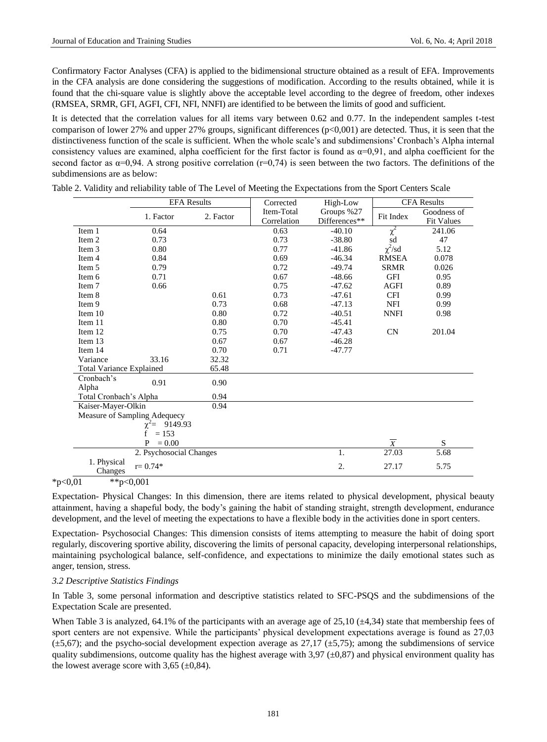Confirmatory Factor Analyses (CFA) is applied to the bidimensional structure obtained as a result of EFA. Improvements in the CFA analysis are done considering the suggestions of modification. According to the results obtained, while it is found that the chi-square value is slightly above the acceptable level according to the degree of freedom, other indexes (RMSEA, SRMR, GFI, AGFI, CFI, NFI, NNFI) are identified to be between the limits of good and sufficient.

It is detected that the correlation values for all items vary between 0.62 and 0.77. In the independent samples t-test comparison of lower 27% and upper 27% groups, significant differences (p<0,001) are detected. Thus, it is seen that the distinctiveness function of the scale is sufficient. When the whole scale's and subdimensions' Cronbach's Alpha internal consistency values are examined, alpha coefficient for the first factor is found as α=0,91, and alpha coefficient for the second factor as α=0,94. A strong positive correlation (r=0,74) is seen between the two factors. The definitions of the subdimensions are as below:

Table 2. Validity and reliability table of The Level of Meeting the Expectations from the Sport Centers Scale

| | EFA Results | | Corrected Item-Total Correlation | High-Low Groups %27 Differences** | CFA Results | |
|---|---|---|---|---|---|---|
| | 1. Factor | 2. Factor | | | Fit Index | Goodness of Fit Values |
| Item 1 | 0.64 | | 0.63 | -40.10 | $\chi^2$ | 241.06 |
| Item 2 | 0.73 | | 0.73 | -38.80 | sd | 47 |
| Item 3 | 0.80 | | 0.77 | -41.86 | $\chi^2$/sd | 5.12 |
| Item 4 | 0.84 | | 0.69 | -46.34 | RMSEA | 0.078 |
| Item 5 | 0.79 | | 0.72 | -49.74 | SRMR | 0.026 |
| Item 6 | 0.71 | | 0.67 | -48.66 | GFI | 0.95 |
| Item 7 | 0.66 | | 0.75 | -47.62 | AGFI | 0.89 |
| Item 8 | | 0.61 | 0.73 | -47.61 | CFI | 0.99 |
| Item 9 | | 0.73 | 0.68 | -47.13 | NFI | 0.99 |
| Item 10 | | 0.80 | 0.72 | -40.51 | NNFI | 0.98 |
| Item 11 | | 0.80 | 0.70 | -45.41 | | |
| Item 12 | | 0.75 | 0.70 | -47.43 | CN | 201.04 |
| Item 13 | | 0.67 | 0.67 | -46.28 | | |
| Item 14 | | 0.70 | 0.71 | -47.77 | | |
| Variance | 33.16 | 32.32 | | | | |
| Total Variance Explained | | 65.48 | | | | |
| Cronbach's Alpha | 0.91 | 0.90 | | | | |
| Total Cronbach's Alpha | | 0.94 | | | | |
| Kaiser-Mayer-Olkin Measure of Sampling Adequecy | | 0.94 | | | | |
| | $\chi^2$= 9149.93 | | | | | |
| | f = 153 | | | | | |
| | P = 0.00 | | | | $\overline{X}$ | S |
| | 2. Psychosocial Changes | | | 1. | 27.03 | 5.68 |
| 1. Physical Changes | r= 0.74* | | | 2. | 27.17 | 5.75 |

*p<0,01 **p<0,001

Expectation- Physical Changes: In this dimension, there are items related to physical development, physical beauty attainment, having a shapeful body, the body's gaining the habit of standing straight, strength development, endurance development, and the level of meeting the expectations to have a flexible body in the activities done in sport centers.

Expectation- Psychosocial Changes: This dimension consists of items attempting to measure the habit of doing sport regularly, discovering sportive ability, discovering the limits of personal capacity, developing interpersonal relationships, maintaining psychological balance, self-confidence, and expectations to minimize the daily emotional states such as anger, tension, stress.

*3.2 Descriptive Statistics Findings*

In Table 3, some personal information and descriptive statistics related to SFC-PSQS and the subdimensions of the Expectation Scale are presented.

When Table 3 is analyzed, 64.1% of the participants with an average age of 25,10 (±4,34) state that membership fees of sport centers are not expensive. While the participants' physical development expectations average is found as 27,03 (±5,67); and the psycho-social development expection average as 27,17 (±5,75); among the subdimensions of service quality subdimensions, outcome quality has the highest average with 3,97 (±0,87) and physical environment quality has the lowest average score with 3,65 (±0,84).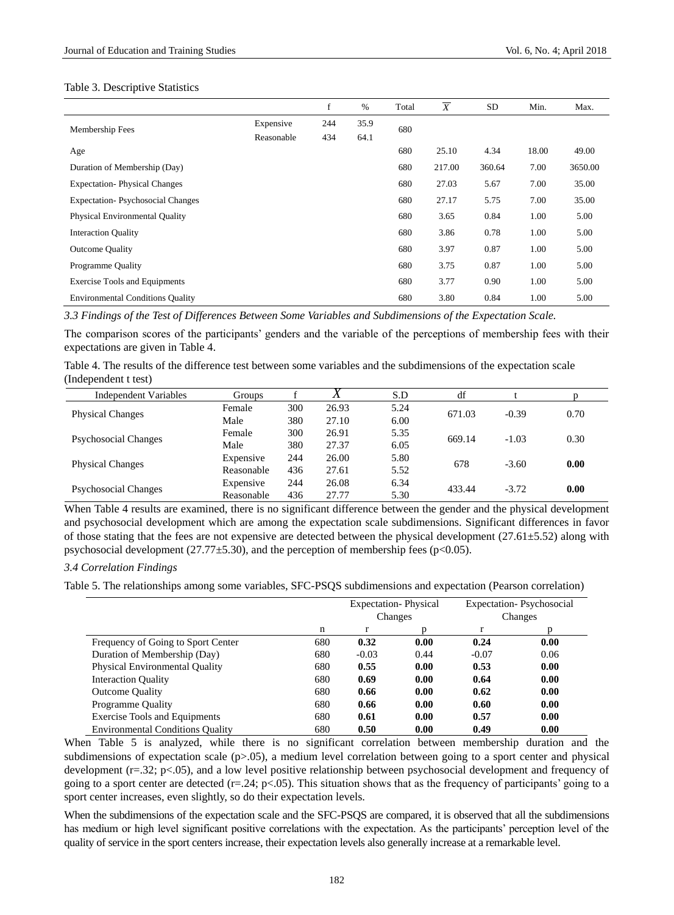Table 3. Descriptive Statistics

| | | f | % | Total | $\overline{X}$ | SD | Min. | Max. |
|---|---|---|---|---|---|---|---|---|
| Membership Fees | Expensive | 244 | 35.9 | 680 | | | | |
| | Reasonable | 434 | 64.1 | | | | | |
| Age | | | | 680 | 25.10 | 4.34 | 18.00 | 49.00 |
| Duration of Membership (Day) | | | | 680 | 217.00 | 360.64 | 7.00 | 3650.00 |
| Expectation- Physical Changes | | | | 680 | 27.03 | 5.67 | 7.00 | 35.00 |
| Expectation- Psychosocial Changes | | | | 680 | 27.17 | 5.75 | 7.00 | 35.00 |
| Physical Environmental Quality | | | | 680 | 3.65 | 0.84 | 1.00 | 5.00 |
| Interaction Quality | | | | 680 | 3.86 | 0.78 | 1.00 | 5.00 |
| Outcome Quality | | | | 680 | 3.97 | 0.87 | 1.00 | 5.00 |
| Programme Quality | | | | 680 | 3.75 | 0.87 | 1.00 | 5.00 |
| Exercise Tools and Equipments | | | | 680 | 3.77 | 0.90 | 1.00 | 5.00 |
| Environmental Conditions Quality | | | | 680 | 3.80 | 0.84 | 1.00 | 5.00 |

*3.3 Findings of the Test of Differences Between Some Variables and Subdimensions of the Expectation Scale.*

The comparison scores of the participants' genders and the variable of the perceptions of membership fees with their expectations are given in Table 4.

Table 4. The results of the difference test between some variables and the subdimensions of the expectation scale (Independent t test)

| Independent Variables | Groups | f | $\overline{X}$ | S.D | df | t | p |
|---|---|---|---|---|---|---|---|
| Physical Changes | Female | 300 | 26.93 | 5.24 | 671.03 | -0.39 | 0.70 |
| | Male | 380 | 27.10 | 6.00 | | | |
| Psychosocial Changes | Female | 300 | 26.91 | 5.35 | 669.14 | -1.03 | 0.30 |
| | Male | 380 | 27.37 | 6.05 | | | |
| Physical Changes | Expensive | 244 | 26.00 | 5.80 | 678 | -3.60 | **0.00** |
| | Reasonable | 436 | 27.61 | 5.52 | | | |
| Psychosocial Changes | Expensive | 244 | 26.08 | 6.34 | 433.44 | -3.72 | **0.00** |
| | Reasonable | 436 | 27.77 | 5.30 | | | |

When Table 4 results are examined, there is no significant difference between the gender and the physical development and psychosocial development which are among the expectation scale subdimensions. Significant differences in favor of those stating that the fees are not expensive are detected between the physical development (27.61±5.52) along with psychosocial development (27.77±5.30), and the perception of membership fees ($p<0.05$).

*3.4 Correlation Findings*

Table 5. The relationships among some variables, SFC-PSQS subdimensions and expectation (Pearson correlation)

| | | Expectation- Physical Changes | | Expectation- Psychosocial Changes | |
|---|---|---|---|---|---|
| | n | r | p | r | p |
| Frequency of Going to Sport Center | 680 | **0.32** | **0.00** | **0.24** | **0.00** |
| Duration of Membership (Day) | 680 | -0.03 | 0.44 | -0.07 | 0.06 |
| Physical Environmental Quality | 680 | **0.55** | **0.00** | **0.53** | **0.00** |
| Interaction Quality | 680 | **0.69** | **0.00** | **0.64** | **0.00** |
| Outcome Quality | 680 | **0.66** | **0.00** | **0.62** | **0.00** |
| Programme Quality | 680 | **0.66** | **0.00** | **0.60** | **0.00** |
| Exercise Tools and Equipments | 680 | **0.61** | **0.00** | **0.57** | **0.00** |
| Environmental Conditions Quality | 680 | **0.50** | **0.00** | **0.49** | **0.00** |

When Table 5 is analyzed, while there is no significant correlation between membership duration and the subdimensions of expectation scale ($p>.05$), a medium level correlation between going to a sport center and physical development ($r=.32$; $p<.05$), and a low level positive relationship between psychosocial development and frequency of going to a sport center are detected ($r=.24$; $p<.05$). This situation shows that as the frequency of participants' going to a sport center increases, even slightly, so do their expectation levels.

When the subdimensions of the expectation scale and the SFC-PSQS are compared, it is observed that all the subdimensions has medium or high level significant positive correlations with the expectation. As the participants' perception level of the quality of service in the sport centers increase, their expectation levels also generally increase at a remarkable level.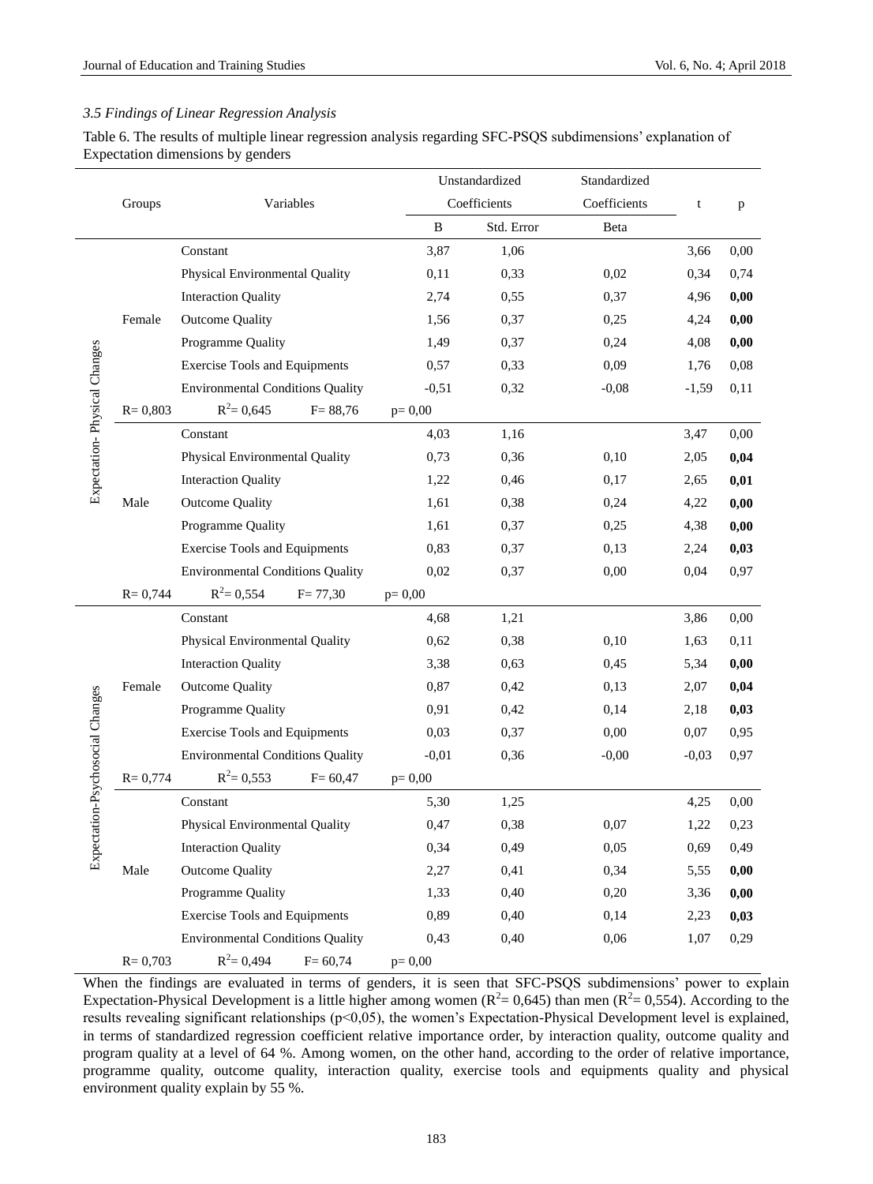### 3.5 Findings of Linear Regression Analysis

Table 6. The results of multiple linear regression analysis regarding SFC-PSQS subdimensions' explanation of Expectation dimensions by genders

| | Groups | Variables | Unstandardized Coefficients | | Standardized Coefficients | t | p |
|---|---|---|---|---|---|---|---|
| | | | B | Std. Error | Beta | | |
| Expectation- Physical Changes | Female | Constant | 3,87 | 1,06 | | 3,66 | 0,00 |
| | | Physical Environmental Quality | 0,11 | 0,33 | 0,02 | 0,34 | 0,74 |
| | | Interaction Quality | 2,74 | 0,55 | 0,37 | 4,96 | **0,00** |
| | | Outcome Quality | 1,56 | 0,37 | 0,25 | 4,24 | **0,00** |
| | | Programme Quality | 1,49 | 0,37 | 0,24 | 4,08 | **0,00** |
| | | Exercise Tools and Equipments | 0,57 | 0,33 | 0,09 | 1,76 | 0,08 |
| | | Environmental Conditions Quality | -0,51 | 0,32 | -0,08 | -1,59 | 0,11 |
| | R= 0,803 | $R^2$= 0,645 F= 88,76 | p= 0,00 | | | | |
| | Male | Constant | 4,03 | 1,16 | | 3,47 | 0,00 |
| | | Physical Environmental Quality | 0,73 | 0,36 | 0,10 | 2,05 | **0,04** |
| | | Interaction Quality | 1,22 | 0,46 | 0,17 | 2,65 | **0,01** |
| | | Outcome Quality | 1,61 | 0,38 | 0,24 | 4,22 | **0,00** |
| | | Programme Quality | 1,61 | 0,37 | 0,25 | 4,38 | **0,00** |
| | | Exercise Tools and Equipments | 0,83 | 0,37 | 0,13 | 2,24 | **0,03** |
| | | Environmental Conditions Quality | 0,02 | 0,37 | 0,00 | 0,04 | 0,97 |
| | R= 0,744 | $R^2$= 0,554 F= 77,30 | p= 0,00 | | | | |
| Expectation-Psychosocial Changes | Female | Constant | 4,68 | 1,21 | | 3,86 | 0,00 |
| | | Physical Environmental Quality | 0,62 | 0,38 | 0,10 | 1,63 | 0,11 |
| | | Interaction Quality | 3,38 | 0,63 | 0,45 | 5,34 | **0,00** |
| | | Outcome Quality | 0,87 | 0,42 | 0,13 | 2,07 | **0,04** |
| | | Programme Quality | 0,91 | 0,42 | 0,14 | 2,18 | **0,03** |
| | | Exercise Tools and Equipments | 0,03 | 0,37 | 0,00 | 0,07 | 0,95 |
| | | Environmental Conditions Quality | -0,01 | 0,36 | -0,00 | -0,03 | 0,97 |
| | R= 0,774 | $R^2$= 0,553 F= 60,47 | p= 0,00 | | | | |
| | Male | Constant | 5,30 | 1,25 | | 4,25 | 0,00 |
| | | Physical Environmental Quality | 0,47 | 0,38 | 0,07 | 1,22 | 0,23 |
| | | Interaction Quality | 0,34 | 0,49 | 0,05 | 0,69 | 0,49 |
| | | Outcome Quality | 2,27 | 0,41 | 0,34 | 5,55 | **0,00** |
| | | Programme Quality | 1,33 | 0,40 | 0,20 | 3,36 | **0,00** |
| | | Exercise Tools and Equipments | 0,89 | 0,40 | 0,14 | 2,23 | **0,03** |
| | | Environmental Conditions Quality | 0,43 | 0,40 | 0,06 | 1,07 | 0,29 |
| | R= 0,703 | $R^2$= 0,494 F= 60,74 | p= 0,00 | | | | |

When the findings are evaluated in terms of genders, it is seen that SFC-PSQS subdimensions' power to explain Expectation-Physical Development is a little higher among women ($R^2$= 0,645) than men ($R^2$= 0,554). According to the results revealing significant relationships ($p<0,05$), the women's Expectation-Physical Development level is explained, in terms of standardized regression coefficient relative importance order, by interaction quality, outcome quality and program quality at a level of 64 %. Among women, on the other hand, according to the order of relative importance, programme quality, outcome quality, interaction quality, exercise tools and equipments quality and physical environment quality explain by 55 %.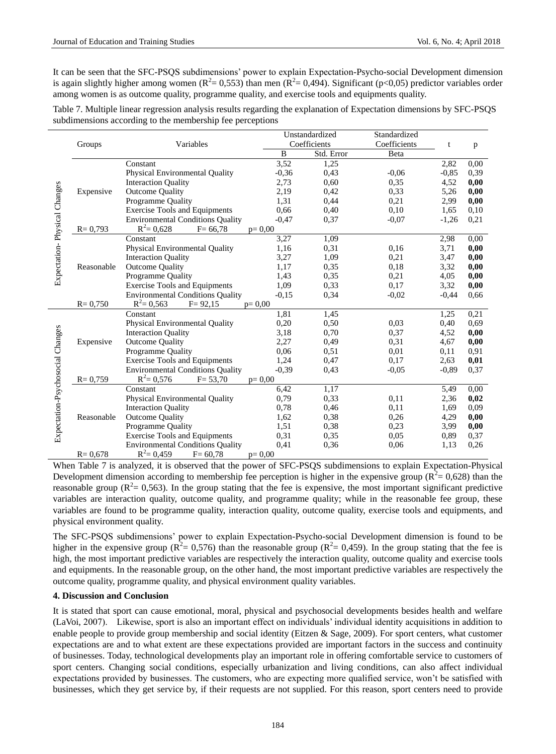It can be seen that the SFC-PSQS subdimensions' power to explain Expectation-Psycho-social Development dimension is again slightly higher among women ($R^2$= 0,553) than men ($R^2$= 0,494). Significant (p<0,05) predictor variables order among women is as outcome quality, programme quality, and exercise tools and equipments quality.

Table 7. Multiple linear regression analysis results regarding the explanation of Expectation dimensions by SFC-PSQS subdimensions according to the membership fee perceptions

| | Groups | Variables | Unstandardized Coefficients | | Standardized Coefficients | t | p |
|---|---|---|---|---|---|---|---|
| | | | B | Std. Error | Beta | | |
| Expectation- Physical Changes | Expensive | Constant | 3,52 | 1,25 | | 2,82 | 0,00 |
| | | Physical Environmental Quality | -0,36 | 0,43 | -0,06 | -0,85 | 0,39 |
| | | Interaction Quality | 2,73 | 0,60 | 0,35 | 4,52 | **0,00** |
| | | Outcome Quality | 2,19 | 0,42 | 0,33 | 5,26 | **0,00** |
| | | Programme Quality | 1,31 | 0,44 | 0,21 | 2,99 | **0,00** |
| | | Exercise Tools and Equipments | 0,66 | 0,40 | 0,10 | 1,65 | 0,10 |
| | | Environmental Conditions Quality | -0,47 | 0,37 | -0,07 | -1,26 | 0,21 |
| | R= 0,793 | $R^2$= 0,628 F= 66,78 | p= 0,00 | | | | |
| | Reasonable | Constant | 3,27 | 1,09 | | 2,98 | 0,00 |
| | | Physical Environmental Quality | 1,16 | 0,31 | 0,16 | 3,71 | **0,00** |
| | | Interaction Quality | 3,27 | 1,09 | 0,21 | 3,47 | **0,00** |
| | | Outcome Quality | 1,17 | 0,35 | 0,18 | 3,32 | **0,00** |
| | | Programme Quality | 1,43 | 0,35 | 0,21 | 4,05 | **0,00** |
| | | Exercise Tools and Equipments | 1,09 | 0,33 | 0,17 | 3,32 | **0,00** |
| | | Environmental Conditions Quality | -0,15 | 0,34 | -0,02 | -0,44 | 0,66 |
| | R= 0,750 | $R^2$= 0,563 F= 92,15 | p= 0,00 | | | | |
| Expectation-Psychosocial Changes | Expensive | Constant | 1,81 | 1,45 | | 1,25 | 0,21 |
| | | Physical Environmental Quality | 0,20 | 0,50 | 0,03 | 0,40 | 0,69 |
| | | Interaction Quality | 3,18 | 0,70 | 0,37 | 4,52 | **0,00** |
| | | Outcome Quality | 2,27 | 0,49 | 0,31 | 4,67 | **0,00** |
| | | Programme Quality | 0,06 | 0,51 | 0,01 | 0,11 | 0,91 |
| | | Exercise Tools and Equipments | 1,24 | 0,47 | 0,17 | 2,63 | **0,01** |
| | | Environmental Conditions Quality | -0,39 | 0,43 | -0,05 | -0,89 | 0,37 |
| | R= 0,759 | $R^2$= 0,576 F= 53,70 | p= 0,00 | | | | |
| | Reasonable | Constant | 6,42 | 1,17 | | 5,49 | 0,00 |
| | | Physical Environmental Quality | 0,79 | 0,33 | 0,11 | 2,36 | **0,02** |
| | | Interaction Quality | 0,78 | 0,46 | 0,11 | 1,69 | 0,09 |
| | | Outcome Quality | 1,62 | 0,38 | 0,26 | 4,29 | **0,00** |
| | | Programme Quality | 1,51 | 0,38 | 0,23 | 3,99 | **0,00** |
| | | Exercise Tools and Equipments | 0,31 | 0,35 | 0,05 | 0,89 | 0,37 |
| | | Environmental Conditions Quality | 0,41 | 0,36 | 0,06 | 1,13 | 0,26 |
| | R= 0,678 | $R^2$= 0,459 F= 60,78 | p= 0,00 | | | | |

When Table 7 is analyzed, it is observed that the power of SFC-PSQS subdimensions to explain Expectation-Physical Development dimension according to membership fee perception is higher in the expensive group ($R^2$= 0,628) than the reasonable group ($R^2$= 0,563). In the group stating that the fee is expensive, the most important significant predictive variables are interaction quality, outcome quality, and programme quality; while in the reasonable fee group, these variables are found to be programme quality, interaction quality, outcome quality, exercise tools and equipments, and physical environment quality.

The SFC-PSQS subdimensions' power to explain Expectation-Psycho-social Development dimension is found to be higher in the expensive group ($R^2$= 0,576) than the reasonable group ($R^2$= 0,459). In the group stating that the fee is high, the most important predictive variables are respectively the interaction quality, outcome quality and exercise tools and equipments. In the reasonable group, on the other hand, the most important predictive variables are respectively the outcome quality, programme quality, and physical environment quality variables.

## 4. Discussion and Conclusion

It is stated that sport can cause emotional, moral, physical and psychosocial developments besides health and welfare (LaVoi, 2007). Likewise, sport is also an important effect on individuals' individual identity acquisitions in addition to enable people to provide group membership and social identity (Eitzen & Sage, 2009). For sport centers, what customer expectations are and to what extent are these expectations provided are important factors in the success and continuity of businesses. Today, technological developments play an important role in offering comfortable service to customers of sport centers. Changing social conditions, especially urbanization and living conditions, can also affect individual expectations provided by businesses. The customers, who are expecting more qualified service, won't be satisfied with businesses, which they get service by, if their requests are not supplied. For this reason, sport centers need to provide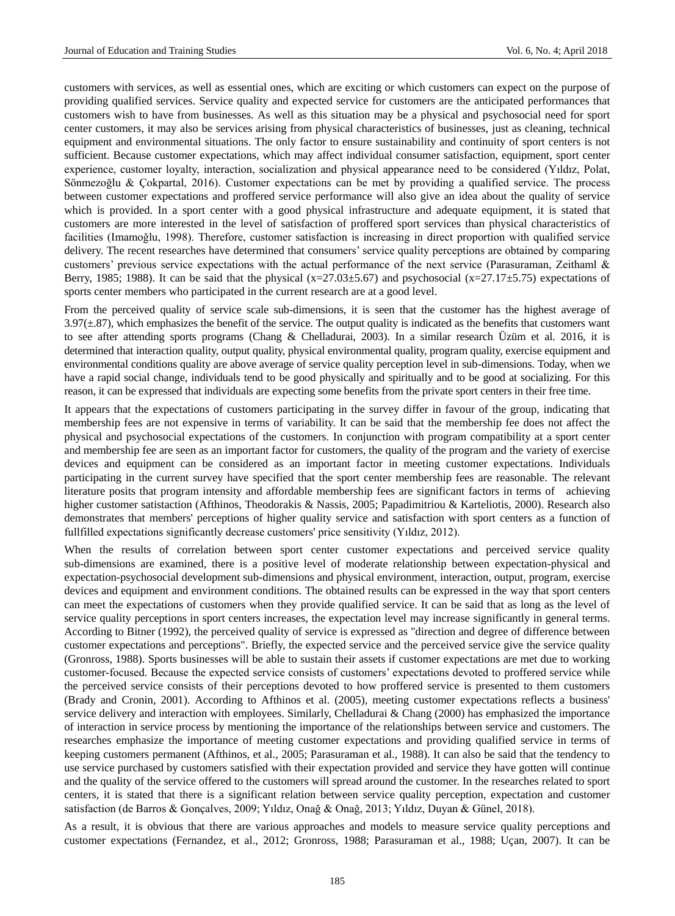customers with services, as well as essential ones, which are exciting or which customers can expect on the purpose of providing qualified services. Service quality and expected service for customers are the anticipated performances that customers wish to have from businesses. As well as this situation may be a physical and psychosocial need for sport center customers, it may also be services arising from physical characteristics of businesses, just as cleaning, technical equipment and environmental situations. The only factor to ensure sustainability and continuity of sport centers is not sufficient. Because customer expectations, which may affect individual consumer satisfaction, equipment, sport center experience, customer loyalty, interaction, socialization and physical appearance need to be considered (Yıldız, Polat, Sönmezoğlu & Çokpartal, 2016). Customer expectations can be met by providing a qualified service. The process between customer expectations and proffered service performance will also give an idea about the quality of service which is provided. In a sport center with a good physical infrastructure and adequate equipment, it is stated that customers are more interested in the level of satisfaction of proffered sport services than physical characteristics of facilities (Imamoğlu, 1998). Therefore, customer satisfaction is increasing in direct proportion with qualified service delivery. The recent researches have determined that consumers' service quality perceptions are obtained by comparing customers' previous service expectations with the actual performance of the next service (Parasuraman, Zeithaml & Berry, 1985; 1988). It can be said that the physical ($x=27.03\pm5.67$) and psychosocial ($x=27.17\pm5.75$) expectations of sports center members who participated in the current research are at a good level.

From the perceived quality of service scale sub-dimensions, it is seen that the customer has the highest average of 3.97(±.87), which emphasizes the benefit of the service. The output quality is indicated as the benefits that customers want to see after attending sports programs (Chang & Chelladurai, 2003). In a similar research Üzüm et al. 2016, it is determined that interaction quality, output quality, physical environmental quality, program quality, exercise equipment and environmental conditions quality are above average of service quality perception level in sub-dimensions. Today, when we have a rapid social change, individuals tend to be good physically and spiritually and to be good at socializing. For this reason, it can be expressed that individuals are expecting some benefits from the private sport centers in their free time.

It appears that the expectations of customers participating in the survey differ in favour of the group, indicating that membership fees are not expensive in terms of variability. It can be said that the membership fee does not affect the physical and psychosocial expectations of the customers. In conjunction with program compatibility at a sport center and membership fee are seen as an important factor for customers, the quality of the program and the variety of exercise devices and equipment can be considered as an important factor in meeting customer expectations. Individuals participating in the current survey have specified that the sport center membership fees are reasonable. The relevant literature posits that program intensity and affordable membership fees are significant factors in terms of achieving higher customer satistaction (Afthinos, Theodorakis & Nassis, 2005; Papadimitriou & Karteliotis, 2000). Research also demonstrates that members' perceptions of higher quality service and satisfaction with sport centers as a function of fullfilled expectations significantly decrease customers' price sensitivity (Yıldız, 2012).

When the results of correlation between sport center customer expectations and perceived service quality sub-dimensions are examined, there is a positive level of moderate relationship between expectation-physical and expectation-psychosocial development sub-dimensions and physical environment, interaction, output, program, exercise devices and equipment and environment conditions. The obtained results can be expressed in the way that sport centers can meet the expectations of customers when they provide qualified service. It can be said that as long as the level of service quality perceptions in sport centers increases, the expectation level may increase significantly in general terms. According to Bitner (1992), the perceived quality of service is expressed as "direction and degree of difference between customer expectations and perceptions". Briefly, the expected service and the perceived service give the service quality (Gronross, 1988). Sports businesses will be able to sustain their assets if customer expectations are met due to working customer-focused. Because the expected service consists of customers' expectations devoted to proffered service while the perceived service consists of their perceptions devoted to how proffered service is presented to them customers (Brady and Cronin, 2001). According to Afthinos et al. (2005), meeting customer expectations reflects a business' service delivery and interaction with employees. Similarly, Chelladurai & Chang (2000) has emphasized the importance of interaction in service process by mentioning the importance of the relationships between service and customers. The researches emphasize the importance of meeting customer expectations and providing qualified service in terms of keeping customers permanent (Afthinos, et al., 2005; Parasuraman et al., 1988). It can also be said that the tendency to use service purchased by customers satisfied with their expectation provided and service they have gotten will continue and the quality of the service offered to the customers will spread around the customer. In the researches related to sport centers, it is stated that there is a significant relation between service quality perception, expectation and customer satisfaction (de Barros & Gonçalves, 2009; Yıldız, Onağ & Onağ, 2013; Yıldız, Duyan & Günel, 2018).

As a result, it is obvious that there are various approaches and models to measure service quality perceptions and customer expectations (Fernandez, et al., 2012; Gronross, 1988; Parasuraman et al., 1988; Uçan, 2007). It can be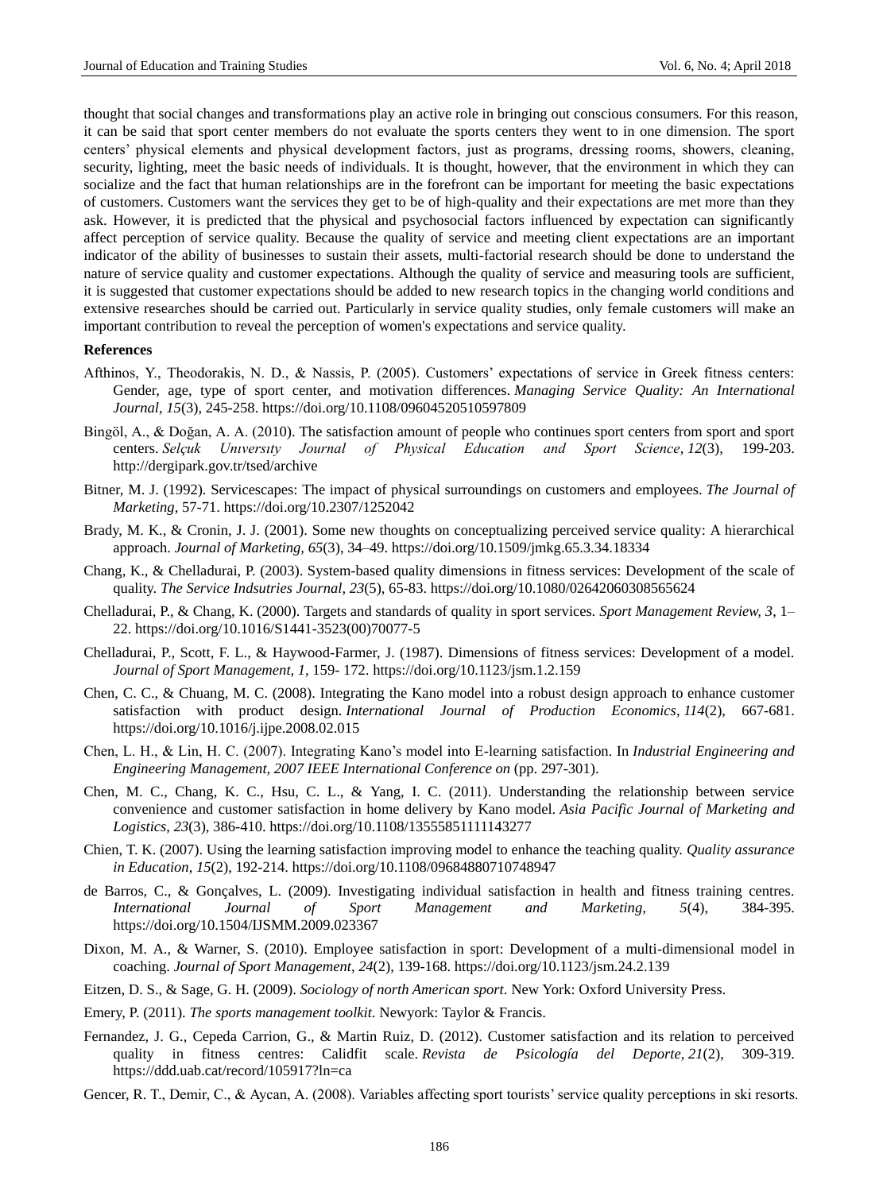thought that social changes and transformations play an active role in bringing out conscious consumers. For this reason, it can be said that sport center members do not evaluate the sports centers they went to in one dimension. The sport centers' physical elements and physical development factors, just as programs, dressing rooms, showers, cleaning, security, lighting, meet the basic needs of individuals. It is thought, however, that the environment in which they can socialize and the fact that human relationships are in the forefront can be important for meeting the basic expectations of customers. Customers want the services they get to be of high-quality and their expectations are met more than they ask. However, it is predicted that the physical and psychosocial factors influenced by expectation can significantly affect perception of service quality. Because the quality of service and meeting client expectations are an important indicator of the ability of businesses to sustain their assets, multi-factorial research should be done to understand the nature of service quality and customer expectations. Although the quality of service and measuring tools are sufficient, it is suggested that customer expectations should be added to new research topics in the changing world conditions and extensive researches should be carried out. Particularly in service quality studies, only female customers will make an important contribution to reveal the perception of women's expectations and service quality.

**References**

Afthinos, Y., Theodorakis, N. D., & Nassis, P. (2005). Customers' expectations of service in Greek fitness centers: Gender, age, type of sport center, and motivation differences. *Managing Service Quality: An International Journal*, *15*(3), 245-258. https://doi.org/10.1108/09604520510597809

Bingöl, A., & Doğan, A. A. (2010). The satisfaction amount of people who continues sport centers from sport and sport centers. *Selçuk Unıversıty Journal of Physical Education and Sport Science*, *12*(3), 199-203. http://dergipark.gov.tr/tsed/archive

Bitner, M. J. (1992). Servicescapes: The impact of physical surroundings on customers and employees. *The Journal of Marketing*, 57-71. https://doi.org/10.2307/1252042

Brady, M. K., & Cronin, J. J. (2001). Some new thoughts on conceptualizing perceived service quality: A hierarchical approach. *Journal of Marketing*, *65*(3), 34–49. https://doi.org/10.1509/jmkg.65.3.34.18334

Chang, K., & Chelladurai, P. (2003). System-based quality dimensions in fitness services: Development of the scale of quality. *The Service Indsutries Journal*, *23*(5), 65-83. https://doi.org/10.1080/02642060308565624

Chelladurai, P., & Chang, K. (2000). Targets and standards of quality in sport services. *Sport Management Review, 3*, 1–22. https://doi.org/10.1016/S1441-3523(00)70077-5

Chelladurai, P., Scott, F. L., & Haywood-Farmer, J. (1987). Dimensions of fitness services: Development of a model. *Journal of Sport Management, 1*, 159- 172. https://doi.org/10.1123/jsm.1.2.159

Chen, C. C., & Chuang, M. C. (2008). Integrating the Kano model into a robust design approach to enhance customer satisfaction with product design. *International Journal of Production Economics*, *114*(2), 667-681. https://doi.org/10.1016/j.ijpe.2008.02.015

Chen, L. H., & Lin, H. C. (2007). Integrating Kano's model into E-learning satisfaction. In *Industrial Engineering and Engineering Management, 2007 IEEE International Conference on* (pp. 297-301).

Chen, M. C., Chang, K. C., Hsu, C. L., & Yang, I. C. (2011). Understanding the relationship between service convenience and customer satisfaction in home delivery by Kano model. *Asia Pacific Journal of Marketing and Logistics*, *23*(3), 386-410. https://doi.org/10.1108/13555851111143277

Chien, T. K. (2007). Using the learning satisfaction improving model to enhance the teaching quality. *Quality assurance in Education*, *15*(2), 192-214. https://doi.org/10.1108/09684880710748947

de Barros, C., & Gonçalves, L. (2009). Investigating individual satisfaction in health and fitness training centres. *International Journal of Sport Management and Marketing*, *5*(4), 384-395. https://doi.org/10.1504/IJSMM.2009.023367

Dixon, M. A., & Warner, S. (2010). Employee satisfaction in sport: Development of a multi-dimensional model in coaching. *Journal of Sport Management*, *24*(2), 139-168. https://doi.org/10.1123/jsm.24.2.139

Eitzen, D. S., & Sage, G. H. (2009). *Sociology of north American sport*. New York: Oxford University Press.

Emery, P. (2011). *The sports management toolkit*. Newyork: Taylor & Francis.

Fernandez, J. G., Cepeda Carrion, G., & Martin Ruiz, D. (2012). Customer satisfaction and its relation to perceived quality in fitness centres: Calidfit scale. *Revista de Psicología del Deporte*, *21*(2), 309-319. https://ddd.uab.cat/record/105917?ln=ca

Gencer, R. T., Demir, C., & Aycan, A. (2008). Variables affecting sport tourists' service quality perceptions in ski resorts.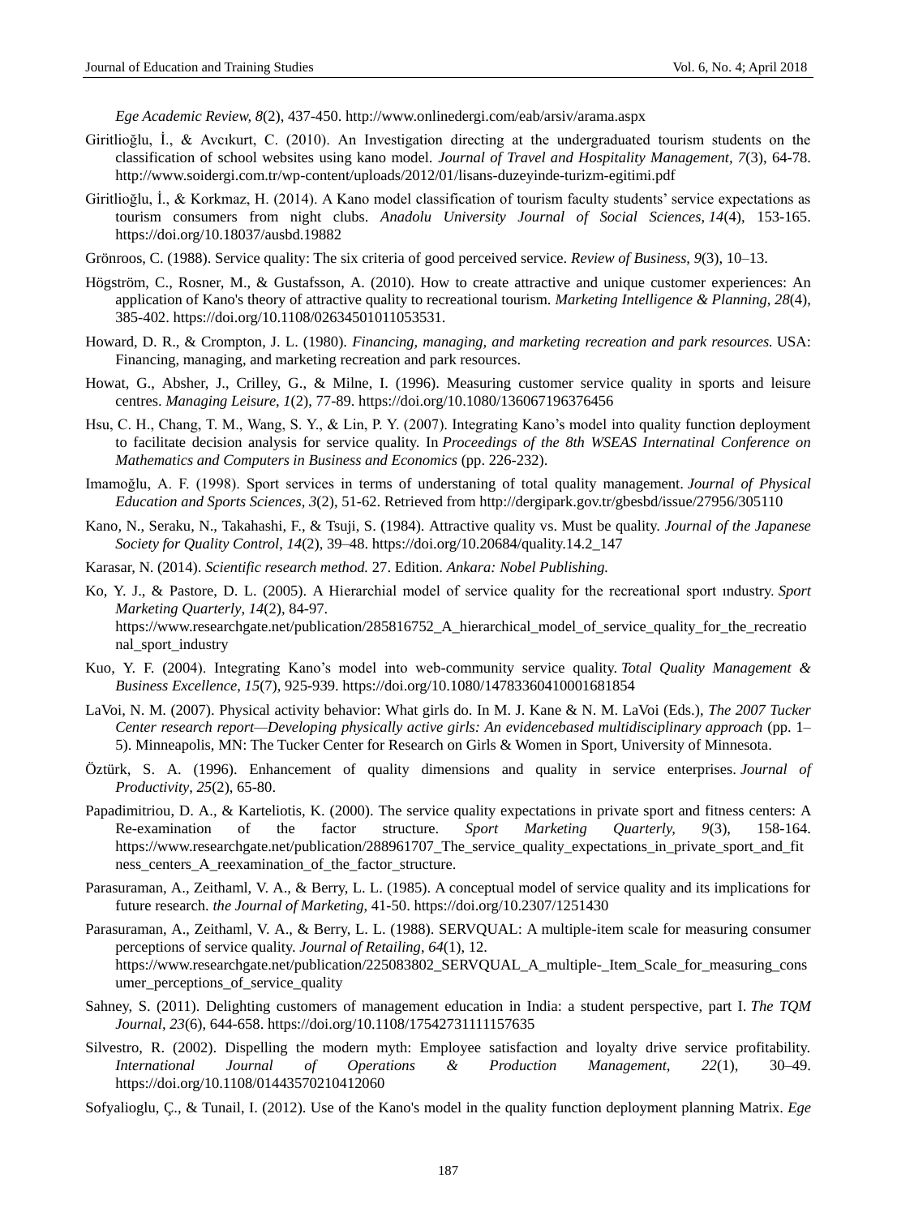*Ege Academic Review, 8*(2), 437-450. http://www.onlinedergi.com/eab/arsiv/arama.aspx

Giritlioğlu, İ., & Avcıkurt, C. (2010). An Investigation directing at the undergraduated tourism students on the classification of school websites using kano model. *Journal of Travel and Hospitality Management, 7*(3), 64-78. http://www.soidergi.com.tr/wp-content/uploads/2012/01/lisans-duzeyinde-turizm-egitimi.pdf

Giritlioğlu, İ., & Korkmaz, H. (2014). A Kano model classification of tourism faculty students' service expectations as tourism consumers from night clubs. *Anadolu University Journal of Social Sciences, 14*(4), 153-165. https://doi.org/10.18037/ausbd.19882

Grönroos, C. (1988). Service quality: The six criteria of good perceived service. *Review of Business, 9*(3), 10–13.

Högström, C., Rosner, M., & Gustafsson, A. (2010). How to create attractive and unique customer experiences: An application of Kano's theory of attractive quality to recreational tourism. *Marketing Intelligence & Planning, 28*(4), 385-402. https://doi.org/10.1108/02634501011053531.

Howard, D. R., & Crompton, J. L. (1980). *Financing, managing, and marketing recreation and park resources.* USA: Financing, managing, and marketing recreation and park resources.

Howat, G., Absher, J., Crilley, G., & Milne, I. (1996). Measuring customer service quality in sports and leisure centres. *Managing Leisure*, *1*(2), 77-89. https://doi.org/10.1080/136067196376456

Hsu, C. H., Chang, T. M., Wang, S. Y., & Lin, P. Y. (2007). Integrating Kano's model into quality function deployment to facilitate decision analysis for service quality. In *Proceedings of the 8th WSEAS Internatinal Conference on Mathematics and Computers in Business and Economics* (pp. 226-232).

Imamoğlu, A. F. (1998). Sport services in terms of understaning of total quality management. *Journal of Physical Education and Sports Sciences, 3*(2), 51-62. Retrieved from http://dergipark.gov.tr/gbesbd/issue/27956/305110

Kano, N., Seraku, N., Takahashi, F., & Tsuji, S. (1984). Attractive quality vs. Must be quality. *Journal of the Japanese Society for Quality Control*, *14*(2), 39–48. https://doi.org/10.20684/quality.14.2_147

Karasar, N. (2014). *Scientific research method.* 27. Edition. *Ankara: Nobel Publishing.*

Ko, Y. J., & Pastore, D. L. (2005). A Hierarchial model of service quality for the recreational sport ındustry. *Sport Marketing Quarterly, 14*(2), 84-97. https://www.researchgate.net/publication/285816752_A_hierarchical_model_of_service_quality_for_the_recreational_sport_industry

Kuo, Y. F. (2004). Integrating Kano's model into web-community service quality. *Total Quality Management & Business Excellence, 15*(7), 925-939. https://doi.org/10.1080/14783360410001681854

LaVoi, N. M. (2007). Physical activity behavior: What girls do. In M. J. Kane & N. M. LaVoi (Eds.), *The 2007 Tucker Center research report—Developing physically active girls: An evidencebased multidisciplinary approach* (pp. 1–5). Minneapolis, MN: The Tucker Center for Research on Girls & Women in Sport, University of Minnesota.

Öztürk, S. A. (1996). Enhancement of quality dimensions and quality in service enterprises. *Journal of Productivity, 25*(2), 65-80.

Papadimitriou, D. A., & Karteliotis, K. (2000). The service quality expectations in private sport and fitness centers: A Re-examination of the factor structure. *Sport Marketing Quarterly, 9*(3), 158-164. https://www.researchgate.net/publication/288961707_The_service_quality_expectations_in_private_sport_and_fitness_centers_A_reexamination_of_the_factor_structure.

Parasuraman, A., Zeithaml, V. A., & Berry, L. L. (1985). A conceptual model of service quality and its implications for future research. *the Journal of Marketing,* 41-50. https://doi.org/10.2307/1251430

Parasuraman, A., Zeithaml, V. A., & Berry, L. L. (1988). SERVQUAL: A multiple-item scale for measuring consumer perceptions of service quality. *Journal of Retailing*, *64*(1), 12. https://www.researchgate.net/publication/225083802_SERVQUAL_A_multiple-_Item_Scale_for_measuring_consumer_perceptions_of_service_quality

Sahney, S. (2011). Delighting customers of management education in India: a student perspective, part I. *The TQM Journal*, *23*(6), 644-658. https://doi.org/10.1108/17542731111157635

Silvestro, R. (2002). Dispelling the modern myth: Employee satisfaction and loyalty drive service profitability. *International Journal of Operations & Production Management, 22*(1), 30–49. https://doi.org/10.1108/01443570210412060

Sofyalioglu, Ç., & Tunail, I. (2012). Use of the Kano's model in the quality function deployment planning Matrix. *Ege*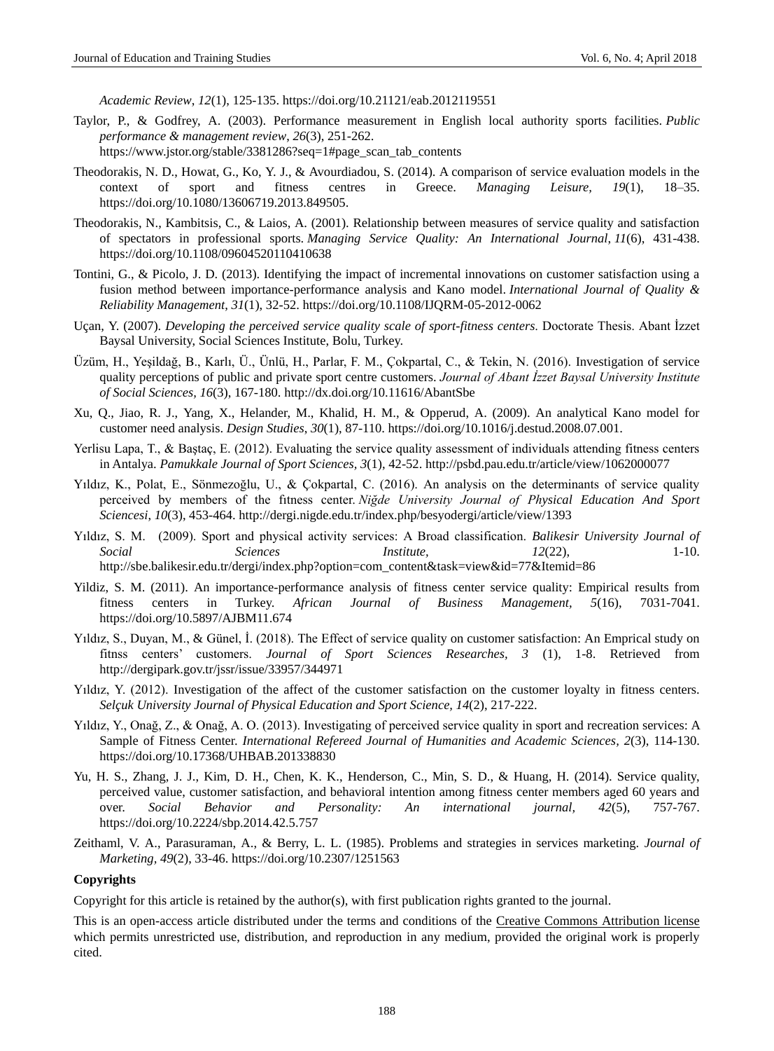*Academic Review*, *12*(1), 125-135. https://doi.org/10.21121/eab.2012119551

Taylor, P., & Godfrey, A. (2003). Performance measurement in English local authority sports facilities. *Public performance & management review*, *26*(3), 251-262. https://www.jstor.org/stable/3381286?seq=1#page_scan_tab_contents

Theodorakis, N. D., Howat, G., Ko, Y. J., & Avourdiadou, S. (2014). A comparison of service evaluation models in the context of sport and fitness centres in Greece. *Managing Leisure*, *19*(1), 18–35. https://doi.org/10.1080/13606719.2013.849505.

Theodorakis, N., Kambitsis, C., & Laios, A. (2001). Relationship between measures of service quality and satisfaction of spectators in professional sports. *Managing Service Quality: An International Journal*, *11*(6), 431-438. https://doi.org/10.1108/09604520110410638

Tontini, G., & Picolo, J. D. (2013). Identifying the impact of incremental innovations on customer satisfaction using a fusion method between importance-performance analysis and Kano model. *International Journal of Quality & Reliability Management*, *31*(1), 32-52. https://doi.org/10.1108/IJQRM-05-2012-0062

Uçan, Y. (2007). *Developing the perceived service quality scale of sport-fitness centers*. Doctorate Thesis. Abant İzzet Baysal University, Social Sciences Institute, Bolu, Turkey.

Üzüm, H., Yeşildağ, B., Karlı, Ü., Ünlü, H., Parlar, F. M., Çokpartal, C., & Tekin, N. (2016). Investigation of service quality perceptions of public and private sport centre customers. *Journal of Abant İzzet Baysal University Institute of Social Sciences, 16*(3), 167-180. http://dx.doi.org/10.11616/AbantSbe

Xu, Q., Jiao, R. J., Yang, X., Helander, M., Khalid, H. M., & Opperud, A. (2009). An analytical Kano model for customer need analysis. *Design Studies*, *30*(1), 87-110. https://doi.org/10.1016/j.destud.2008.07.001.

Yerlisu Lapa, T., & Baştaç, E. (2012). Evaluating the service quality assessment of individuals attending fitness centers in Antalya. *Pamukkale Journal of Sport Sciences, 3*(1), 42-52. http://psbd.pau.edu.tr/article/view/1062000077

Yıldız, K., Polat, E., Sönmezoğlu, U., & Çokpartal, C. (2016). An analysis on the determinants of service quality perceived by members of the fıtness center. *Niğde University Journal of Physical Education And Sport Sciencesi*, *10*(3), 453-464. http://dergi.nigde.edu.tr/index.php/besyodergi/article/view/1393

Yıldız, S. M. (2009). Sport and physical activity services: A Broad classification. *Balikesir University Journal of Social Sciences Institute*, *12*(22), 1-10. http://sbe.balikesir.edu.tr/dergi/index.php?option=com_content&task=view&id=77&Itemid=86

Yildiz, S. M. (2011). An importance-performance analysis of fitness center service quality: Empirical results from fitness centers in Turkey. *African Journal of Business Management*, *5*(16), 7031-7041. https://doi.org/10.5897/AJBM11.674

Yıldız, S., Duyan, M., & Günel, İ. (2018). The Effect of service quality on customer satisfaction: An Emprical study on fitnss centers' customers. *Journal of Sport Sciences Researches*, *3* (1), 1-8. Retrieved from http://dergipark.gov.tr/jssr/issue/33957/344971

Yıldız, Y. (2012). Investigation of the affect of the customer satisfaction on the customer loyalty in fitness centers. *Selçuk University Journal of Physical Education and Sport Science, 14*(2), 217-222.

Yıldız, Y., Onağ, Z., & Onağ, A. O. (2013). Investigating of perceived service quality in sport and recreation services: A Sample of Fitness Center. *International Refereed Journal of Humanities and Academic Sciences, 2*(3), 114-130. https://doi.org/10.17368/UHBAB.201338830

Yu, H. S., Zhang, J. J., Kim, D. H., Chen, K. K., Henderson, C., Min, S. D., & Huang, H. (2014). Service quality, perceived value, customer satisfaction, and behavioral intention among fitness center members aged 60 years and over. *Social Behavior and Personality: An international journal*, *42*(5), 757-767. https://doi.org/10.2224/sbp.2014.42.5.757

Zeithaml, V. A., Parasuraman, A., & Berry, L. L. (1985). Problems and strategies in services marketing. *Journal of Marketing*, *49*(2), 33-46. https://doi.org/10.2307/1251563

**Copyrights**

Copyright for this article is retained by the author(s), with first publication rights granted to the journal.

This is an open-access article distributed under the terms and conditions of the Creative Commons Attribution license which permits unrestricted use, distribution, and reproduction in any medium, provided the original work is properly cited.